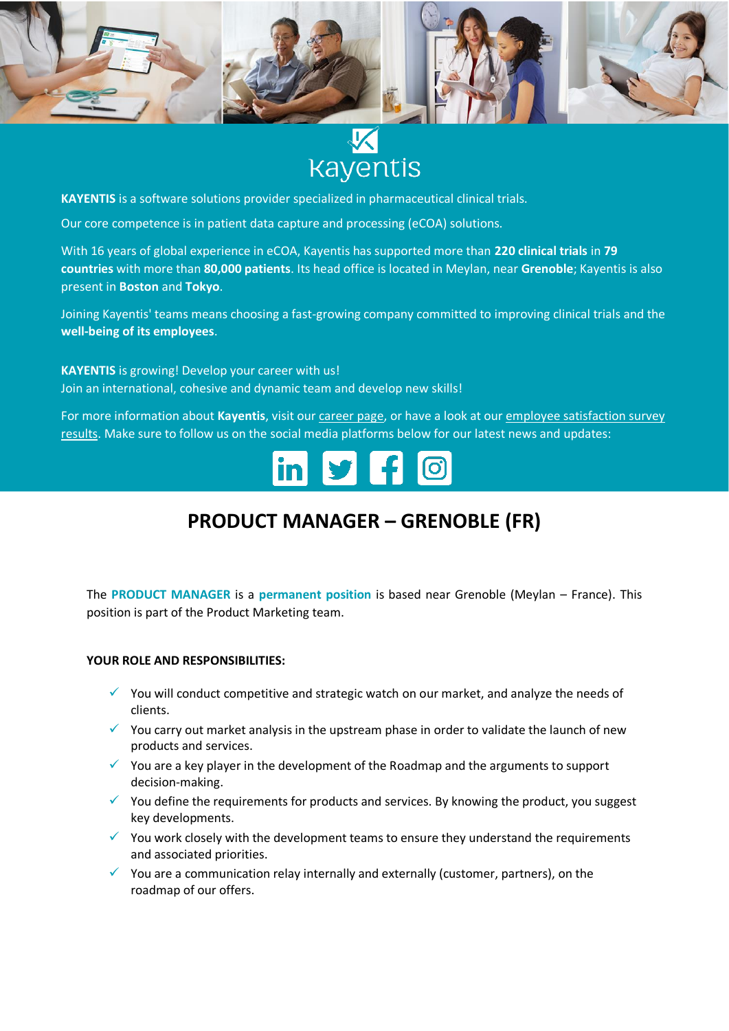Kayentis

**KAYENTIS** is a software solutions provider specialized in pharmaceutical clinical trials.

Our core competence is in patient data capture and processing (eCOA) solutions.

With 16 years of global experience in eCOA, Kayentis has supported more than **220 clinical trials** in **79 countries** with more than **80,000 patients**. Its head office is located in Meylan, near **Grenoble**; Kayentis is also present in **Boston** and **Tokyo**.

Joining Kayentis' teams means choosing a fast-growing company committed to improving clinical trials and the **well-being of its employees**.

**KAYENTIS** is growing! Develop your career with us!
Join an international, cohesive and dynamic team and develop new skills!

For more information about **Kayentis**, visit our career page, or have a look at our employee satisfaction survey results. Make sure to follow us on the social media platforms below for our latest news and updates:

# PRODUCT MANAGER – GRENOBLE (FR)

The **PRODUCT MANAGER** is a **permanent position** is based near Grenoble (Meylan – France). This position is part of the Product Marketing team.

**YOUR ROLE AND RESPONSIBILITIES:**

- ✓ You will conduct competitive and strategic watch on our market, and analyze the needs of clients.
- ✓ You carry out market analysis in the upstream phase in order to validate the launch of new products and services.
- ✓ You are a key player in the development of the Roadmap and the arguments to support decision-making.
- ✓ You define the requirements for products and services. By knowing the product, you suggest key developments.
- ✓ You work closely with the development teams to ensure they understand the requirements and associated priorities.
- ✓ You are a communication relay internally and externally (customer, partners), on the roadmap of our offers.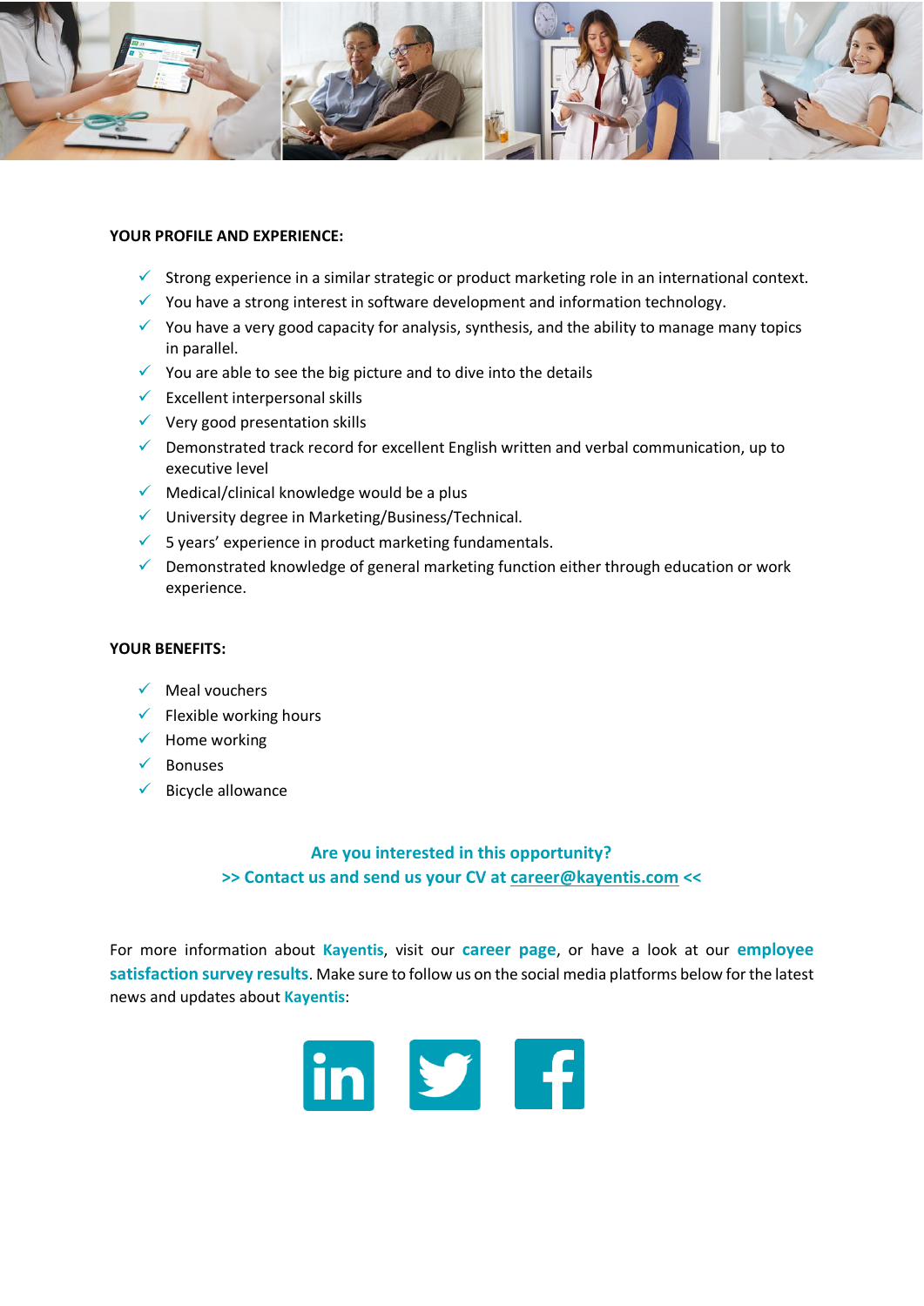**YOUR PROFILE AND EXPERIENCE:**

- Strong experience in a similar strategic or product marketing role in an international context.
- You have a strong interest in software development and information technology.
- You have a very good capacity for analysis, synthesis, and the ability to manage many topics in parallel.
- You are able to see the big picture and to dive into the details
- Excellent interpersonal skills
- Very good presentation skills
- Demonstrated track record for excellent English written and verbal communication, up to executive level
- Medical/clinical knowledge would be a plus
- University degree in Marketing/Business/Technical.
- 5 years' experience in product marketing fundamentals.
- Demonstrated knowledge of general marketing function either through education or work experience.

**YOUR BENEFITS:**

- Meal vouchers
- Flexible working hours
- Home working
- Bonuses
- Bicycle allowance

**Are you interested in this opportunity?**
**>> Contact us and send us your CV at career@kayentis.com <<**

For more information about **Kayentis**, visit our **career page**, or have a look at our **employee satisfaction survey results**. Make sure to follow us on the social media platforms below for the latest news and updates about **Kayentis**: